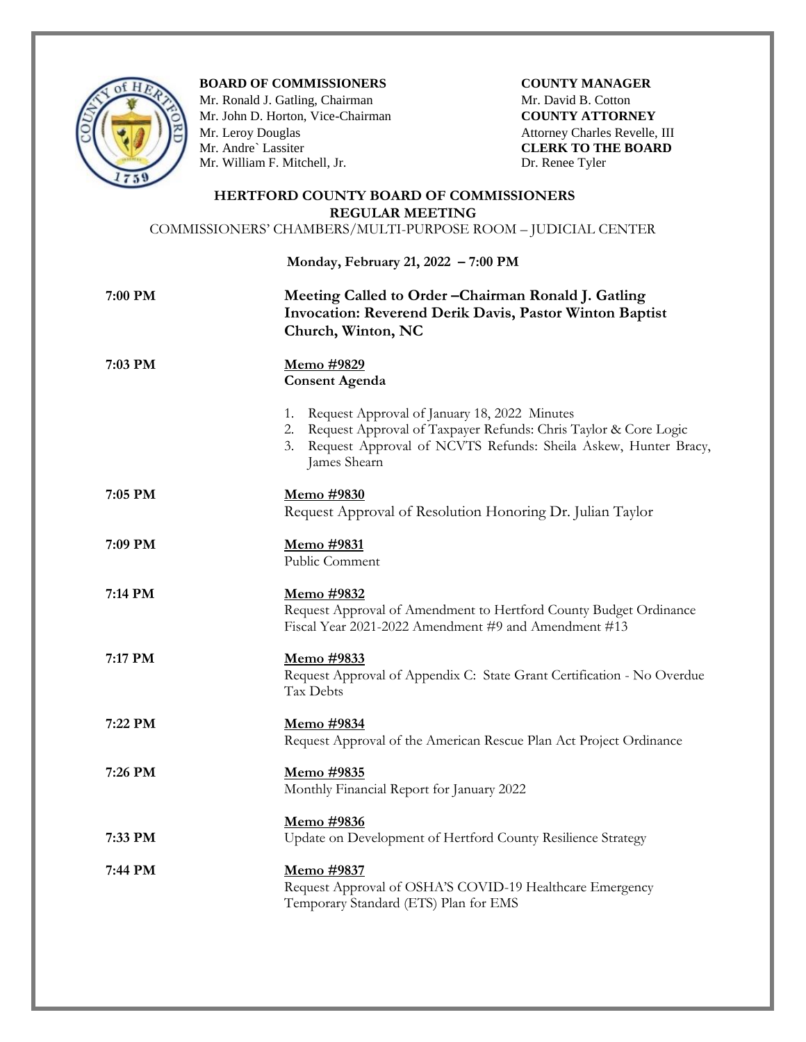**BOARD OF COMMISSIONERS**
Mr. Ronald J. Gatling, Chairman
Mr. John D. Horton, Vice-Chairman
Mr. Leroy Douglas
Mr. Andre` Lassiter
Mr. William F. Mitchell, Jr.

**COUNTY MANAGER**
Mr. David B. Cotton
**COUNTY ATTORNEY**
Attorney Charles Revelle, III
**CLERK TO THE BOARD**
Dr. Renee Tyler

## HERTFORD COUNTY BOARD OF COMMISSIONERS
## REGULAR MEETING

COMMISSIONERS' CHAMBERS/MULTI-PURPOSE ROOM – JUDICIAL CENTER

**Monday, February 21, 2022 – 7:00 PM**

**7:00 PM**

**Meeting Called to Order –Chairman Ronald J. Gatling**
**Invocation: Reverend Derik Davis, Pastor Winton Baptist Church, Winton, NC**

**7:03 PM**

**Memo #9829**
**Consent Agenda**

1. Request Approval of January 18, 2022 Minutes
2. Request Approval of Taxpayer Refunds: Chris Taylor & Core Logic
3. Request Approval of NCVTS Refunds: Sheila Askew, Hunter Bracy, James Shearn

**7:05 PM**

**Memo #9830**
Request Approval of Resolution Honoring Dr. Julian Taylor

**7:09 PM**

**Memo #9831**
Public Comment

**7:14 PM**

**Memo #9832**
Request Approval of Amendment to Hertford County Budget Ordinance Fiscal Year 2021-2022 Amendment #9 and Amendment #13

**7:17 PM**

**Memo #9833**
Request Approval of Appendix C: State Grant Certification - No Overdue Tax Debts

**7:22 PM**

**Memo #9834**
Request Approval of the American Rescue Plan Act Project Ordinance

**7:26 PM**

**Memo #9835**
Monthly Financial Report for January 2022

**7:33 PM**

**Memo #9836**
Update on Development of Hertford County Resilience Strategy

**7:44 PM**

**Memo #9837**
Request Approval of OSHA'S COVID-19 Healthcare Emergency Temporary Standard (ETS) Plan for EMS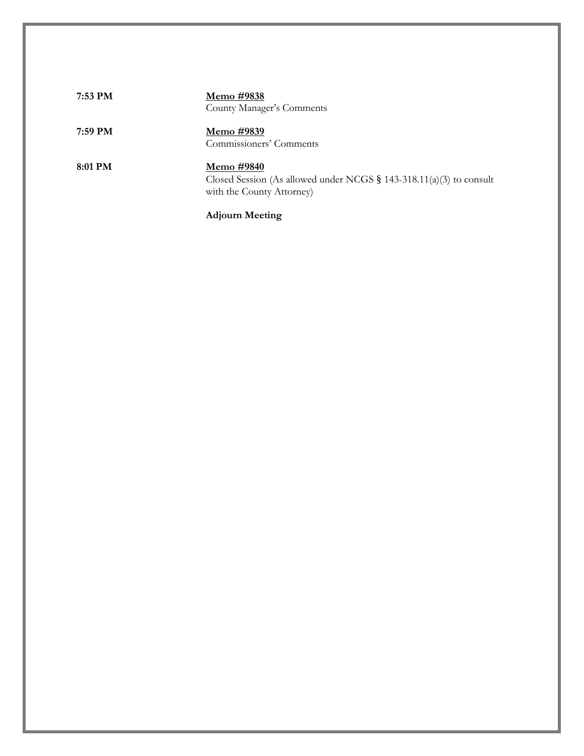**7:53 PM** **<u>Memo #9838</u>**
County Manager's Comments

**7:59 PM** **<u>Memo #9839</u>**
Commissioners' Comments

**8:01 PM** **<u>Memo #9840</u>**
Closed Session (As allowed under NCGS § 143-318.11(a)(3) to consult with the County Attorney)

**Adjourn Meeting**